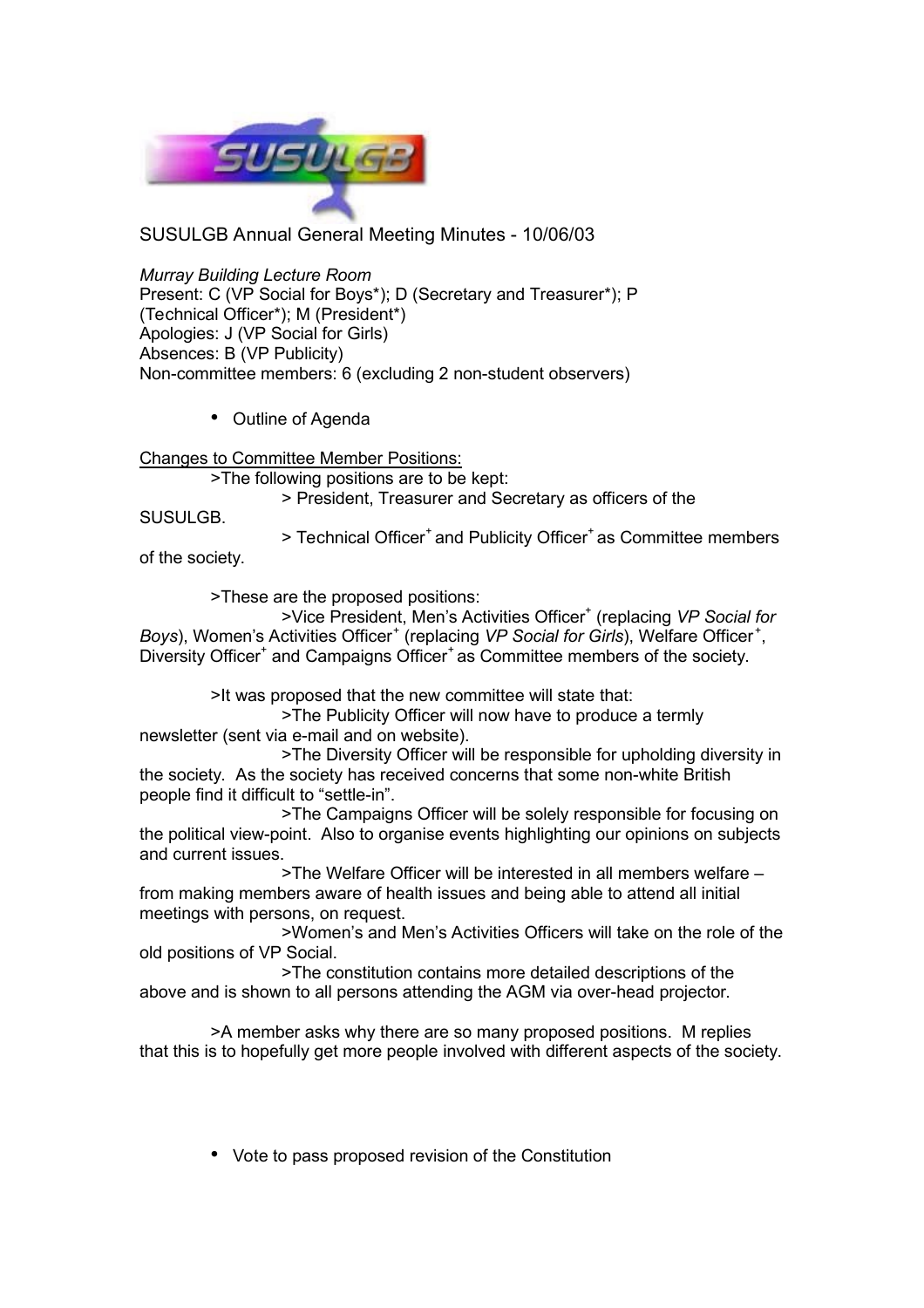SUSULGB Annual General Meeting Minutes - 10/06/03

*Murray Building Lecture Room*
Present: C (VP Social for Boys*); D (Secretary and Treasurer*); P (Technical Officer*); M (President*)
Apologies: J (VP Social for Girls)
Absences: B (VP Publicity)
Non-committee members: 6 (excluding 2 non-student observers)

- Outline of Agenda

<u>Changes to Committee Member Positions:</u>

>The following positions are to be kept:

> President, Treasurer and Secretary as officers of the SUSULGB.

> Technical Officer+ and Publicity Officer+ as Committee members of the society.

>These are the proposed positions:

>Vice President, Men's Activities Officer+ (replacing *VP Social for Boys*), Women's Activities Officer+ (replacing *VP Social for Girls*), Welfare Officer+, Diversity Officer+ and Campaigns Officer+ as Committee members of the society.

>It was proposed that the new committee will state that:

>The Publicity Officer will now have to produce a termly newsletter (sent via e-mail and on website).

>The Diversity Officer will be responsible for upholding diversity in the society. As the society has received concerns that some non-white British people find it difficult to "settle-in".

>The Campaigns Officer will be solely responsible for focusing on the political view-point. Also to organise events highlighting our opinions on subjects and current issues.

>The Welfare Officer will be interested in all members welfare – from making members aware of health issues and being able to attend all initial meetings with persons, on request.

>Women's and Men's Activities Officers will take on the role of the old positions of VP Social.

>The constitution contains more detailed descriptions of the above and is shown to all persons attending the AGM via over-head projector.

>A member asks why there are so many proposed positions. M replies that this is to hopefully get more people involved with different aspects of the society.

- Vote to pass proposed revision of the Constitution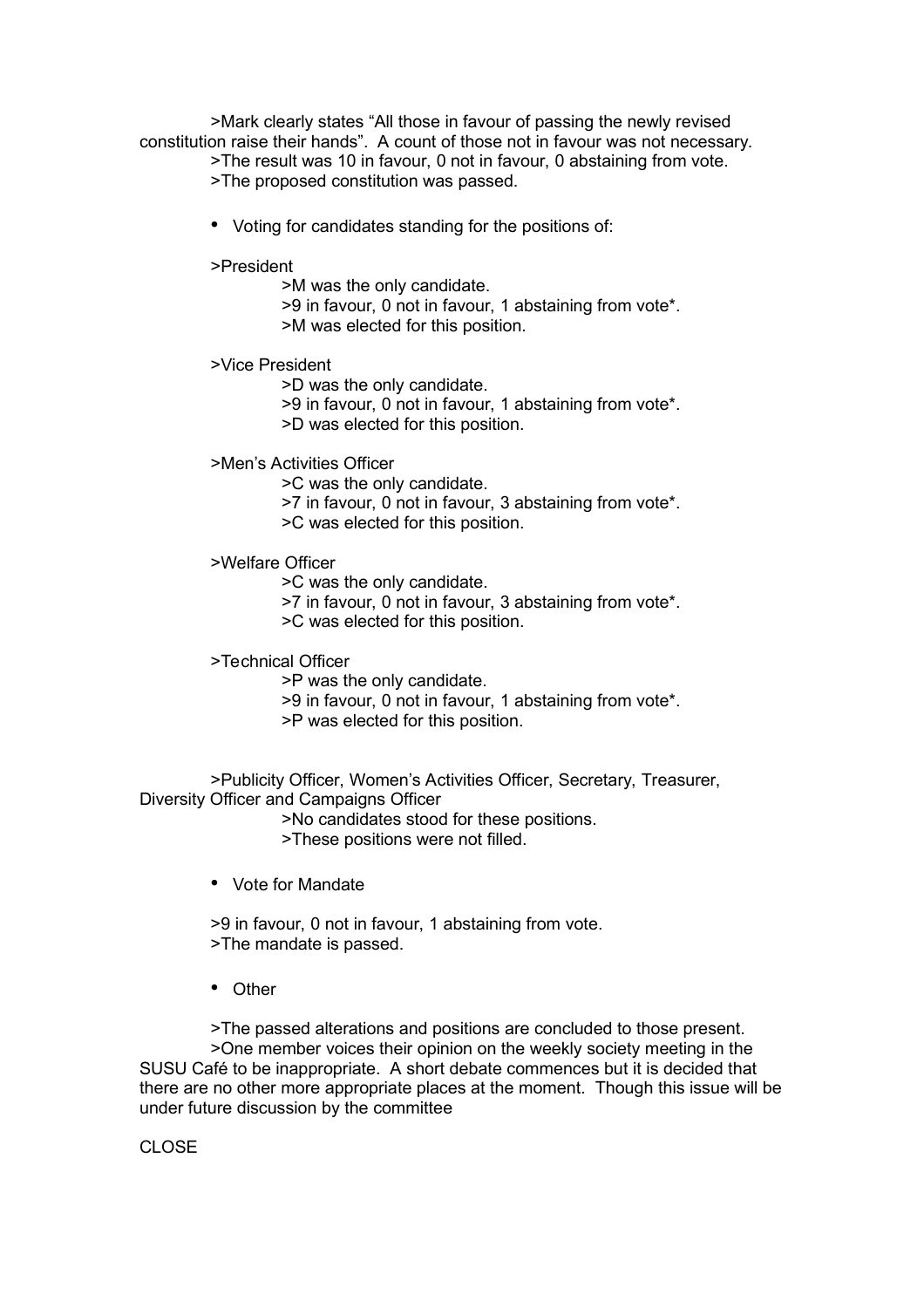>Mark clearly states “All those in favour of passing the newly revised constitution raise their hands”. A count of those not in favour was not necessary.
>The result was 10 in favour, 0 not in favour, 0 abstaining from vote.
>The proposed constitution was passed.

- Voting for candidates standing for the positions of:

>President
>M was the only candidate.
>9 in favour, 0 not in favour, 1 abstaining from vote*.
>M was elected for this position.

>Vice President
>D was the only candidate.
>9 in favour, 0 not in favour, 1 abstaining from vote*.
>D was elected for this position.

>Men’s Activities Officer
>C was the only candidate.
>7 in favour, 0 not in favour, 3 abstaining from vote*.
>C was elected for this position.

>Welfare Officer
>C was the only candidate.
>7 in favour, 0 not in favour, 3 abstaining from vote*.
>C was elected for this position.

>Technical Officer
>P was the only candidate.
>9 in favour, 0 not in favour, 1 abstaining from vote*.
>P was elected for this position.

>Publicity Officer, Women’s Activities Officer, Secretary, Treasurer, Diversity Officer and Campaigns Officer
>No candidates stood for these positions.
>These positions were not filled.

- Vote for Mandate

>9 in favour, 0 not in favour, 1 abstaining from vote.
>The mandate is passed.

- Other

>The passed alterations and positions are concluded to those present.
>One member voices their opinion on the weekly society meeting in the SUSU Café to be inappropriate. A short debate commences but it is decided that there are no other more appropriate places at the moment. Though this issue will be under future discussion by the committee

CLOSE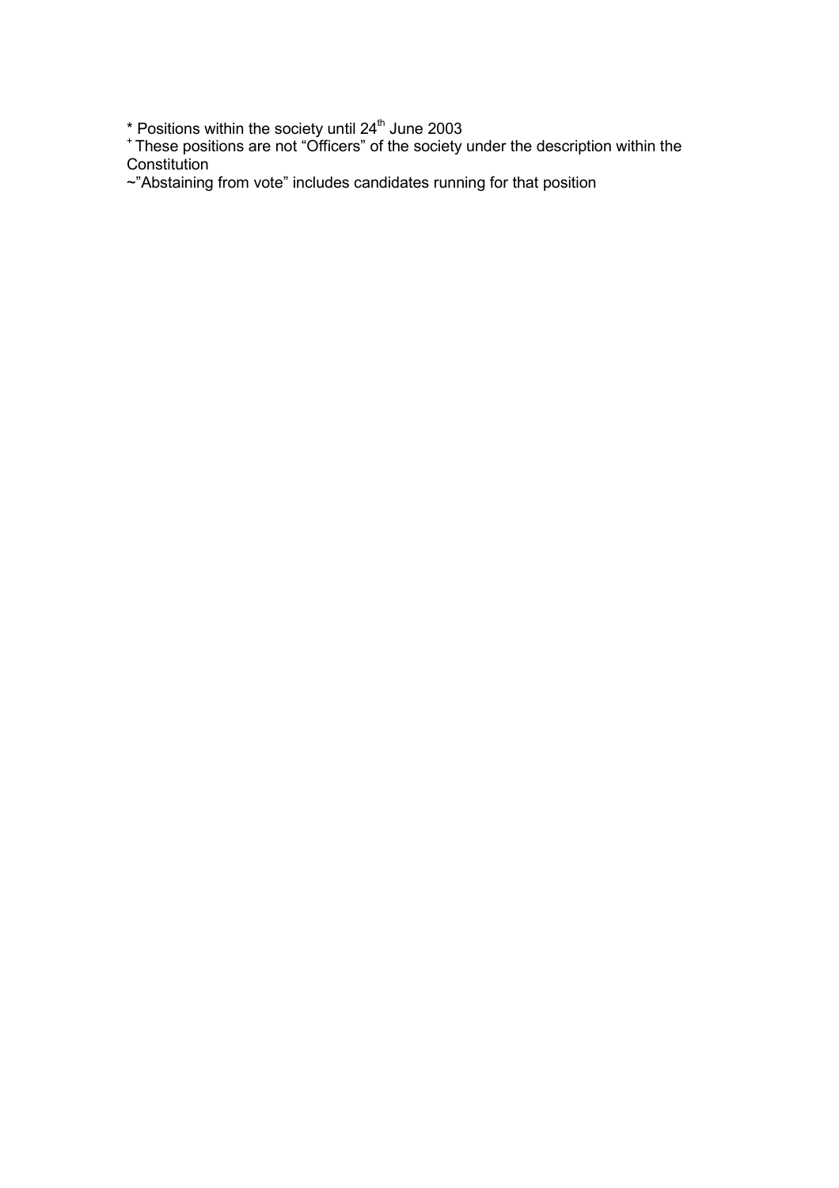* Positions within the society until 24th June 2003

+ These positions are not “Officers” of the society under the description within the Constitution

~”Abstaining from vote” includes candidates running for that position